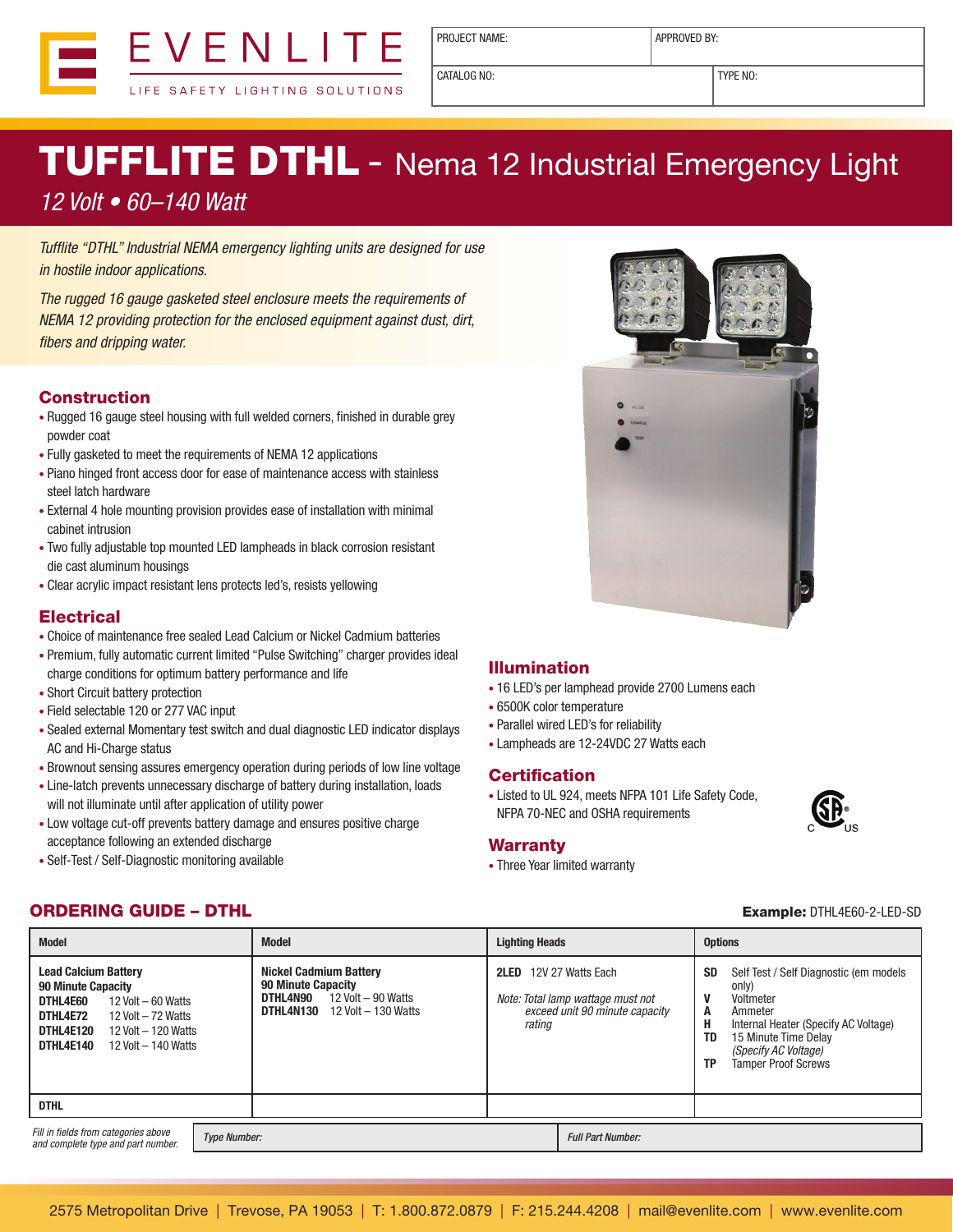EVENLITE

LIFE SAFETY LIGHTING SOLUTIONS

| PROJECT NAME: | APPROVED BY: |
|---|---|
| CATALOG NO: | TYPE NO: |

# TUFFLITE DTHL - Nema 12 Industrial Emergency Light

*12 Volt • 60–140 Watt*

*Tufflite "DTHL" Industrial NEMA emergency lighting units are designed for use in hostile indoor applications.*

*The rugged 16 gauge gasketed steel enclosure meets the requirements of NEMA 12 providing protection for the enclosed equipment against dust, dirt, fibers and dripping water.*

## Construction

- Rugged 16 gauge steel housing with full welded corners, finished in durable grey powder coat
- Fully gasketed to meet the requirements of NEMA 12 applications
- Piano hinged front access door for ease of maintenance access with stainless steel latch hardware
- External 4 hole mounting provision provides ease of installation with minimal cabinet intrusion
- Two fully adjustable top mounted LED lampheads in black corrosion resistant die cast aluminum housings
- Clear acrylic impact resistant lens protects led's, resists yellowing

## Electrical

- Choice of maintenance free sealed Lead Calcium or Nickel Cadmium batteries
- Premium, fully automatic current limited "Pulse Switching" charger provides ideal charge conditions for optimum battery performance and life
- Short Circuit battery protection
- Field selectable 120 or 277 VAC input
- Sealed external Momentary test switch and dual diagnostic LED indicator displays AC and Hi-Charge status
- Brownout sensing assures emergency operation during periods of low line voltage
- Line-latch prevents unnecessary discharge of battery during installation, loads will not illuminate until after application of utility power
- Low voltage cut-off prevents battery damage and ensures positive charge acceptance following an extended discharge
- Self-Test / Self-Diagnostic monitoring available

## Illumination

- 16 LED's per lamphead provide 2700 Lumens each
- 6500K color temperature
- Parallel wired LED's for reliability
- Lampheads are 12-24VDC 27 Watts each

## Certification

- Listed to UL 924, meets NFPA 101 Life Safety Code, NFPA 70-NEC and OSHA requirements

## Warranty

- Three Year limited warranty

## ORDERING GUIDE – DTHL

**Example:** DTHL4E60-2-LED-SD

| Model | Model | Lighting Heads | Options |
|---|---|---|---|
| **Lead Calcium Battery**<br>**90 Minute Capacity**<br>**DTHL4E60** 12 Volt – 60 Watts<br>**DTHL4E72** 12 Volt – 72 Watts<br>**DTHL4E120** 12 Volt – 120 Watts<br>**DTHL4E140** 12 Volt – 140 Watts | **Nickel Cadmium Battery**<br>**90 Minute Capacity**<br>**DTHL4N90** 12 Volt – 90 Watts<br>**DTHL4N130** 12 Volt – 130 Watts | **2LED** 12V 27 Watts Each<br><br>*Note: Total lamp wattage must not exceed unit 90 minute capacity rating* | **SD** Self Test / Self Diagnostic (em models only)<br>**V** Voltmeter<br>**A** Ammeter<br>**H** Internal Heater (Specify AC Voltage)<br>**TD** 15 Minute Time Delay *(Specify AC Voltage)*<br>**TP** Tamper Proof Screws |
| **DTHL** | | | |

*Fill in fields from categories above and complete type and part number.*

| *Type Number:* | *Full Part Number:* |
|---|---|

2575 Metropolitan Drive | Trevose, PA 19053 | T: 1.800.872.0879 | F: 215.244.4208 | mail@evenlite.com | www.evenlite.com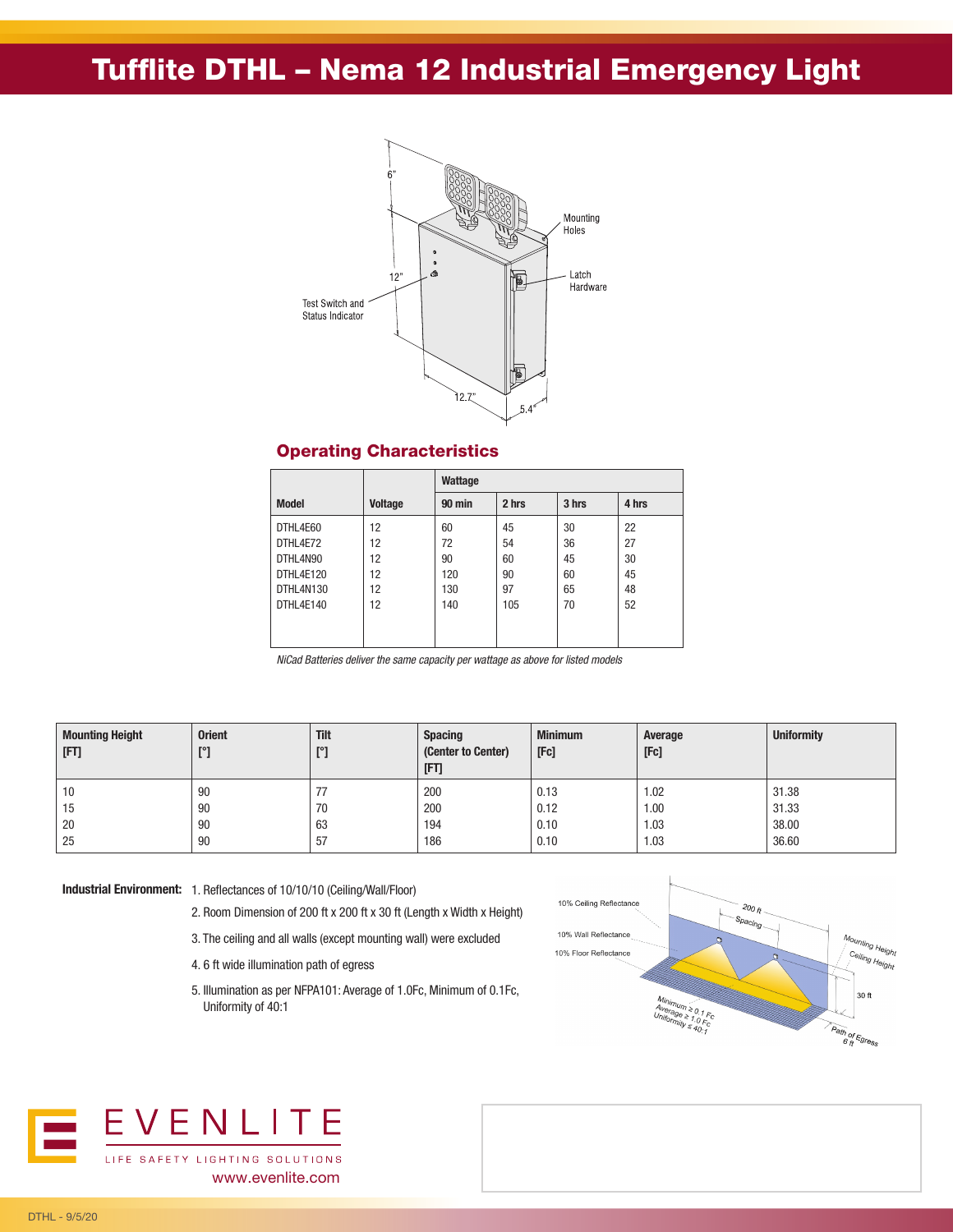# Tufflite DTHL – Nema 12 Industrial Emergency Light

6"

12"

12.7"

5.4"

Mounting Holes

Latch Hardware

Test Switch and Status Indicator

## Operating Characteristics

| Model | Voltage | Wattage | | | |
|---|---|---|---|---|---|
| | | 90 min | 2 hrs | 3 hrs | 4 hrs |
| DTHL4E60 | 12 | 60 | 45 | 30 | 22 |
| DTHL4E72 | 12 | 72 | 54 | 36 | 27 |
| DTHL4N90 | 12 | 90 | 60 | 45 | 30 |
| DTHL4E120 | 12 | 120 | 90 | 60 | 45 |
| DTHL4N130 | 12 | 130 | 97 | 65 | 48 |
| DTHL4E140 | 12 | 140 | 105 | 70 | 52 |

*NiCad Batteries deliver the same capacity per wattage as above for listed models*

| Mounting Height [FT] | Orient [°] | Tilt [°] | Spacing (Center to Center) [FT] | Minimum [Fc] | Average [Fc] | Uniformity |
|---|---|---|---|---|---|---|
| 10 | 90 | 77 | 200 | 0.13 | 1.02 | 31.38 |
| 15 | 90 | 70 | 200 | 0.12 | 1.00 | 31.33 |
| 20 | 90 | 63 | 194 | 0.10 | 1.03 | 38.00 |
| 25 | 90 | 57 | 186 | 0.10 | 1.03 | 36.60 |

**Industrial Environment:**

1. Reflectances of 10/10/10 (Ceiling/Wall/Floor)
2. Room Dimension of 200 ft x 200 ft x 30 ft (Length x Width x Height)
3. The ceiling and all walls (except mounting wall) were excluded
4. 6 ft wide illumination path of egress
5. Illumination as per NFPA101: Average of 1.0Fc, Minimum of 0.1Fc, Uniformity of 40:1

10% Ceiling Reflectance

10% Wall Reflectance

10% Floor Reflectance

200 ft

Spacing

Mounting Height

Ceiling Height

30 ft

Minimum ≥ 0.1 Fc
Average ≥ 1.0 Fc
Uniformity ≤ 40:1

Path of Egress
6 ft

EVENLITE
LIFE SAFETY LIGHTING SOLUTIONS
www.evenlite.com

DTHL - 9/5/20